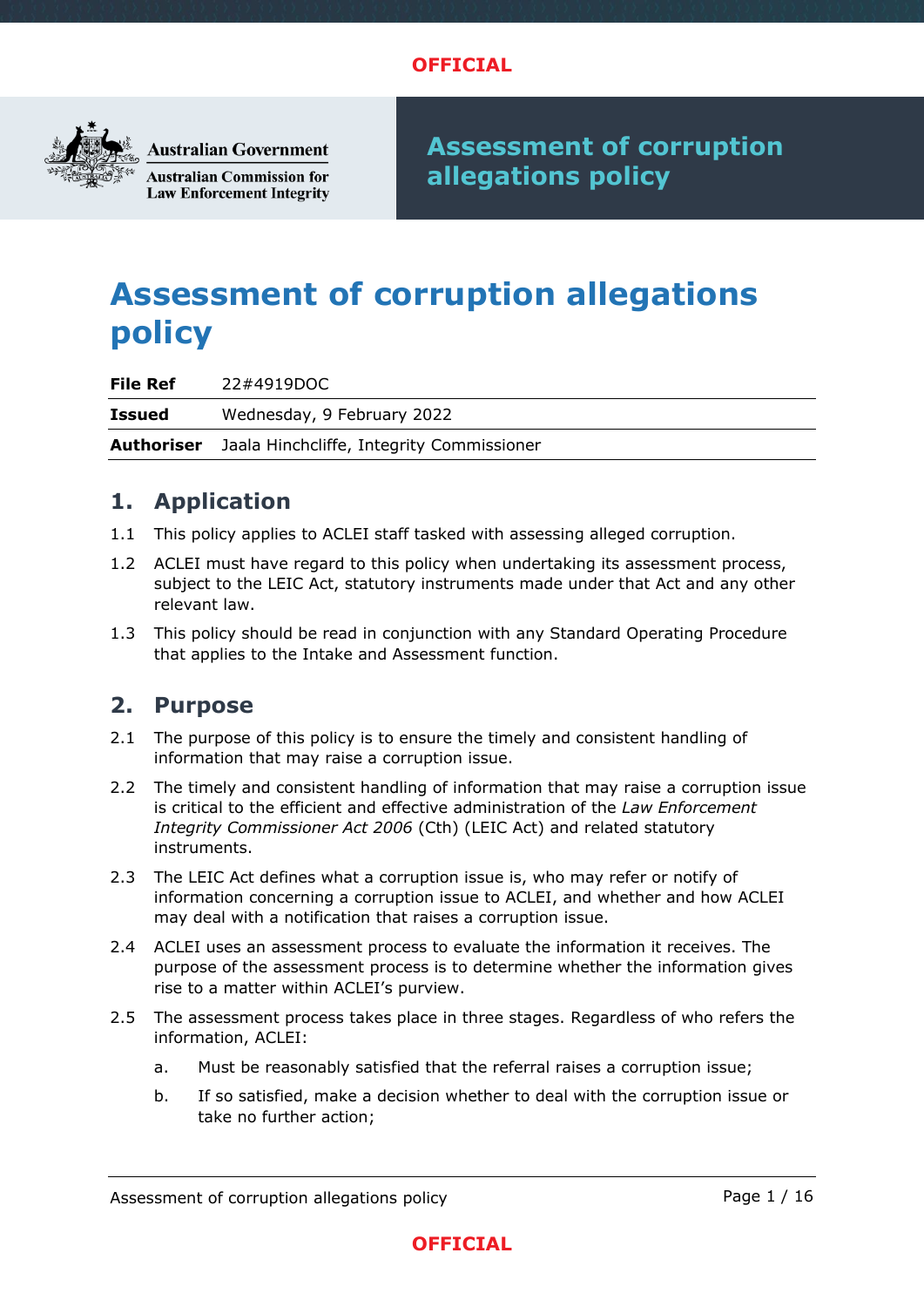OFFICIAL

Australian Government
Australian Commission for Law Enforcement Integrity

# Assessment of corruption allegations policy

| | |
|---|---|
| **File Ref** | 22#4919DOC |
| **Issued** | Wednesday, 9 February 2022 |
| **Authoriser** | Jaala Hinchcliffe, Integrity Commissioner |

## 1. Application

1.1 This policy applies to ACLEI staff tasked with assessing alleged corruption.

1.2 ACLEI must have regard to this policy when undertaking its assessment process, subject to the LEIC Act, statutory instruments made under that Act and any other relevant law.

1.3 This policy should be read in conjunction with any Standard Operating Procedure that applies to the Intake and Assessment function.

## 2. Purpose

2.1 The purpose of this policy is to ensure the timely and consistent handling of information that may raise a corruption issue.

2.2 The timely and consistent handling of information that may raise a corruption issue is critical to the efficient and effective administration of the *Law Enforcement Integrity Commissioner Act 2006* (Cth) (LEIC Act) and related statutory instruments.

2.3 The LEIC Act defines what a corruption issue is, who may refer or notify of information concerning a corruption issue to ACLEI, and whether and how ACLEI may deal with a notification that raises a corruption issue.

2.4 ACLEI uses an assessment process to evaluate the information it receives. The purpose of the assessment process is to determine whether the information gives rise to a matter within ACLEI's purview.

2.5 The assessment process takes place in three stages. Regardless of who refers the information, ACLEI:

a. Must be reasonably satisfied that the referral raises a corruption issue;

b. If so satisfied, make a decision whether to deal with the corruption issue or take no further action;

OFFICIAL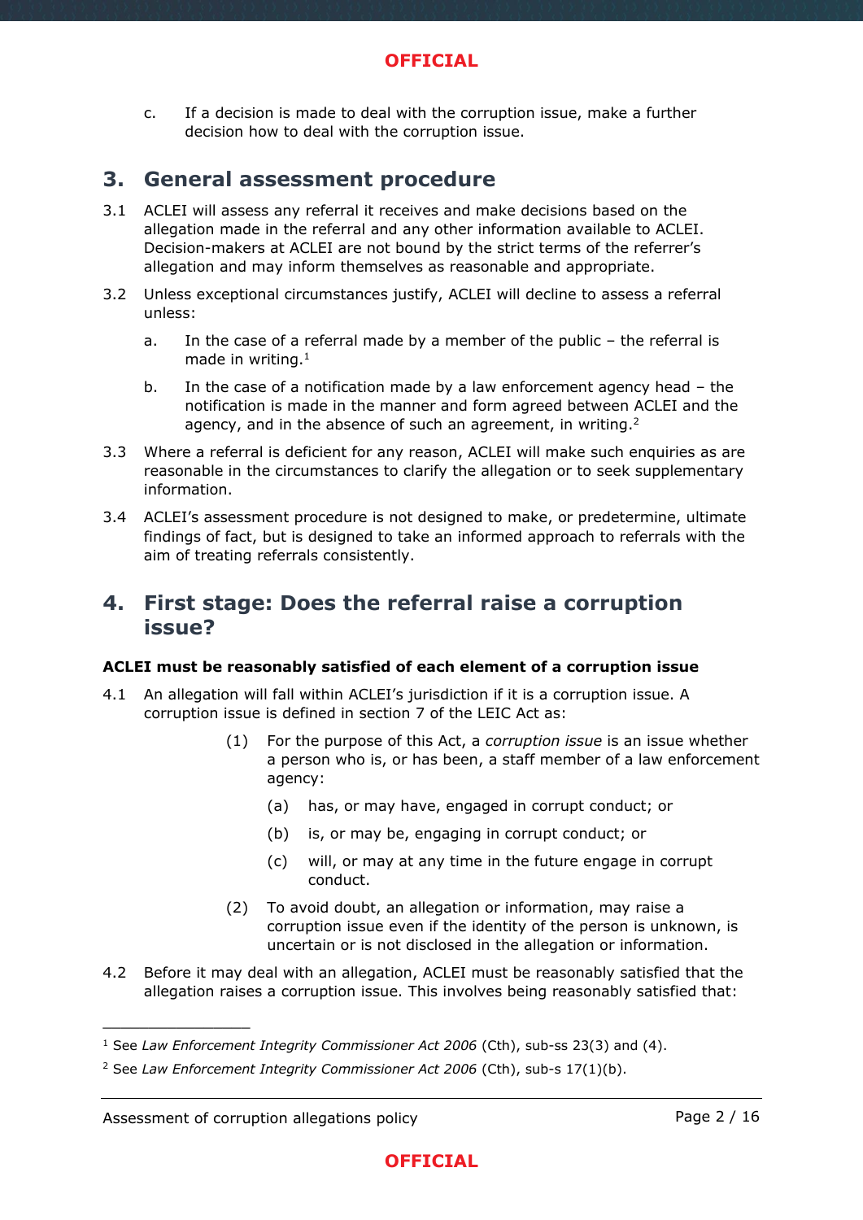c. If a decision is made to deal with the corruption issue, make a further decision how to deal with the corruption issue.

## 3. General assessment procedure

3.1 ACLEI will assess any referral it receives and make decisions based on the allegation made in the referral and any other information available to ACLEI. Decision-makers at ACLEI are not bound by the strict terms of the referrer's allegation and may inform themselves as reasonable and appropriate.

3.2 Unless exceptional circumstances justify, ACLEI will decline to assess a referral unless:

a. In the case of a referral made by a member of the public – the referral is made in writing.[1]

b. In the case of a notification made by a law enforcement agency head – the notification is made in the manner and form agreed between ACLEI and the agency, and in the absence of such an agreement, in writing.[2]

3.3 Where a referral is deficient for any reason, ACLEI will make such enquiries as are reasonable in the circumstances to clarify the allegation or to seek supplementary information.

3.4 ACLEI's assessment procedure is not designed to make, or predetermine, ultimate findings of fact, but is designed to take an informed approach to referrals with the aim of treating referrals consistently.

## 4. First stage: Does the referral raise a corruption issue?

**ACLEI must be reasonably satisfied of each element of a corruption issue**

4.1 An allegation will fall within ACLEI's jurisdiction if it is a corruption issue. A corruption issue is defined in section 7 of the LEIC Act as:

> (1) For the purpose of this Act, a *corruption issue* is an issue whether a person who is, or has been, a staff member of a law enforcement agency:
>
> (a) has, or may have, engaged in corrupt conduct; or
>
> (b) is, or may be, engaging in corrupt conduct; or
>
> (c) will, or may at any time in the future engage in corrupt conduct.
>
> (2) To avoid doubt, an allegation or information, may raise a corruption issue even if the identity of the person is unknown, is uncertain or is not disclosed in the allegation or information.

4.2 Before it may deal with an allegation, ACLEI must be reasonably satisfied that the allegation raises a corruption issue. This involves being reasonably satisfied that:

---

[1] See *Law Enforcement Integrity Commissioner Act 2006* (Cth), sub-ss 23(3) and (4).

[2] See *Law Enforcement Integrity Commissioner Act 2006* (Cth), sub-s 17(1)(b).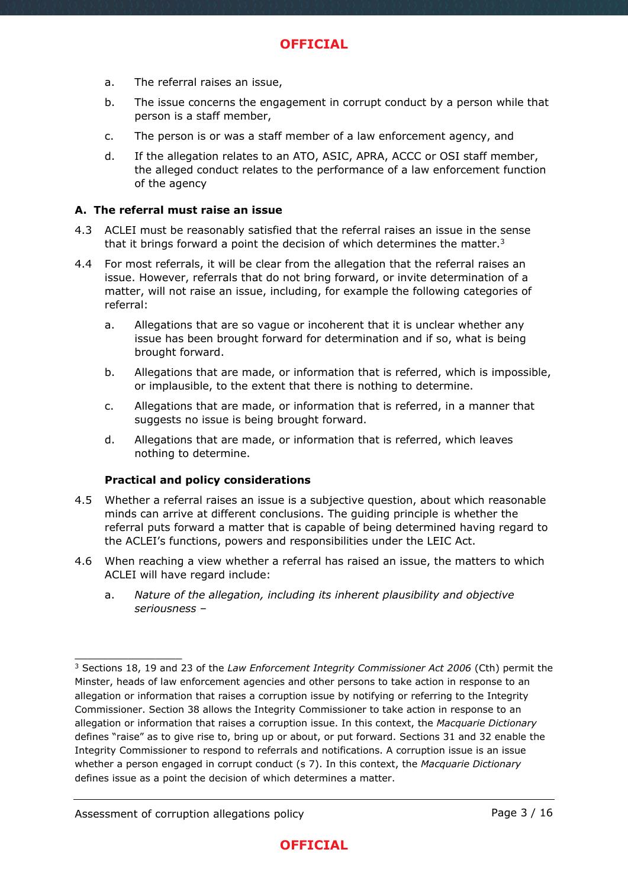a. The referral raises an issue,

b. The issue concerns the engagement in corrupt conduct by a person while that person is a staff member,

c. The person is or was a staff member of a law enforcement agency, and

d. If the allegation relates to an ATO, ASIC, APRA, ACCC or OSI staff member, the alleged conduct relates to the performance of a law enforcement function of the agency

### A. The referral must raise an issue

4.3 ACLEI must be reasonably satisfied that the referral raises an issue in the sense that it brings forward a point the decision of which determines the matter.[3]

4.4 For most referrals, it will be clear from the allegation that the referral raises an issue. However, referrals that do not bring forward, or invite determination of a matter, will not raise an issue, including, for example the following categories of referral:

a. Allegations that are so vague or incoherent that it is unclear whether any issue has been brought forward for determination and if so, what is being brought forward.

b. Allegations that are made, or information that is referred, which is impossible, or implausible, to the extent that there is nothing to determine.

c. Allegations that are made, or information that is referred, in a manner that suggests no issue is being brought forward.

d. Allegations that are made, or information that is referred, which leaves nothing to determine.

#### Practical and policy considerations

4.5 Whether a referral raises an issue is a subjective question, about which reasonable minds can arrive at different conclusions. The guiding principle is whether the referral puts forward a matter that is capable of being determined having regard to the ACLEI's functions, powers and responsibilities under the LEIC Act.

4.6 When reaching a view whether a referral has raised an issue, the matters to which ACLEI will have regard include:

a. *Nature of the allegation, including its inherent plausibility and objective seriousness* –

---

[3] Sections 18, 19 and 23 of the *Law Enforcement Integrity Commissioner Act 2006* (Cth) permit the Minister, heads of law enforcement agencies and other persons to take action in response to an allegation or information that raises a corruption issue by notifying or referring to the Integrity Commissioner. Section 38 allows the Integrity Commissioner to take action in response to an allegation or information that raises a corruption issue. In this context, the *Macquarie Dictionary* defines "raise" as to give rise to, bring up or about, or put forward. Sections 31 and 32 enable the Integrity Commissioner to respond to referrals and notifications. A corruption issue is an issue whether a person engaged in corrupt conduct (s 7). In this context, the *Macquarie Dictionary* defines issue as a point the decision of which determines a matter.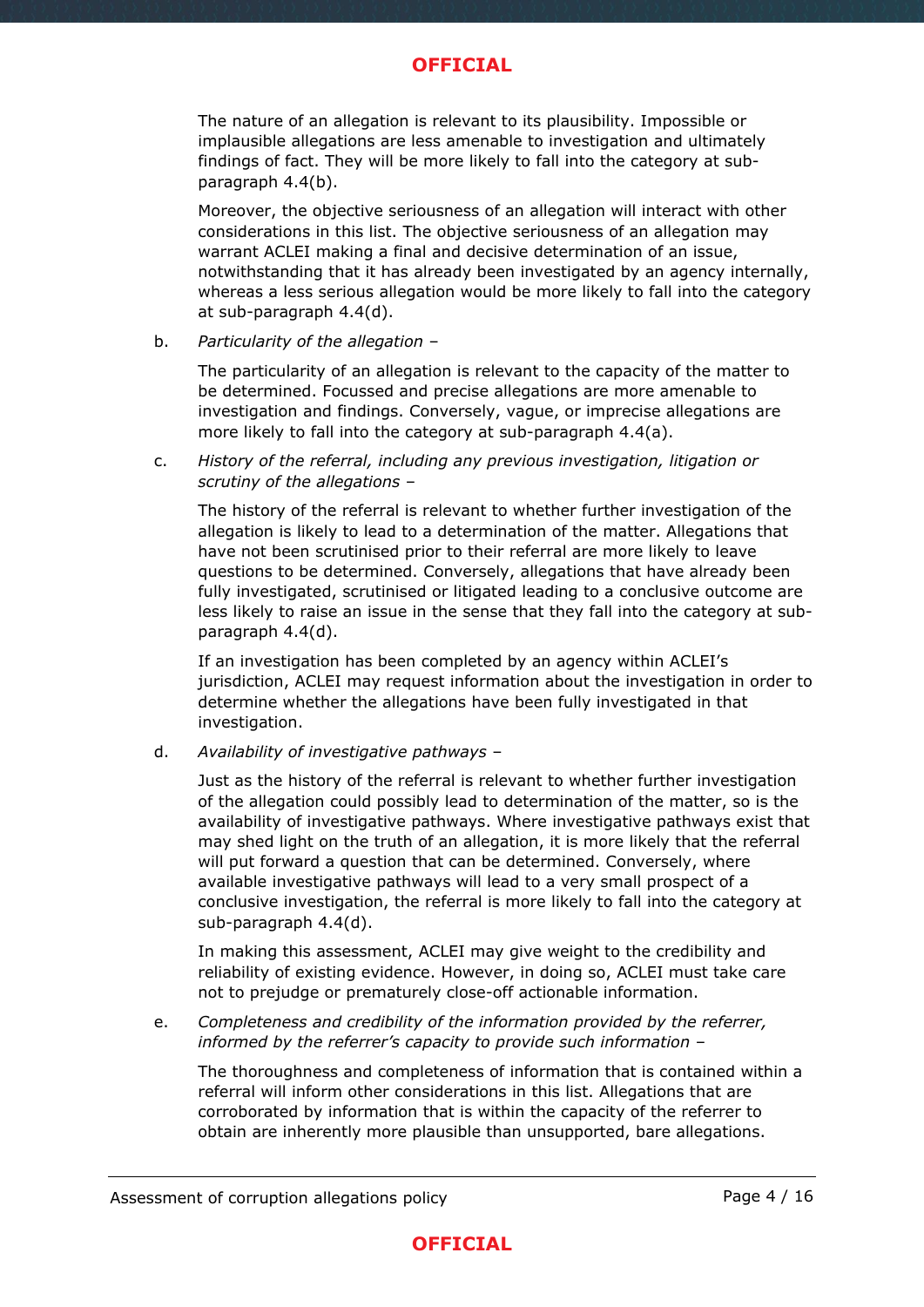The nature of an allegation is relevant to its plausibility. Impossible or implausible allegations are less amenable to investigation and ultimately findings of fact. They will be more likely to fall into the category at sub-paragraph 4.4(b).

Moreover, the objective seriousness of an allegation will interact with other considerations in this list. The objective seriousness of an allegation may warrant ACLEI making a final and decisive determination of an issue, notwithstanding that it has already been investigated by an agency internally, whereas a less serious allegation would be more likely to fall into the category at sub-paragraph 4.4(d).

b. *Particularity of the allegation* –

   The particularity of an allegation is relevant to the capacity of the matter to be determined. Focussed and precise allegations are more amenable to investigation and findings. Conversely, vague, or imprecise allegations are more likely to fall into the category at sub-paragraph 4.4(a).

c. *History of the referral, including any previous investigation, litigation or scrutiny of the allegations* –

   The history of the referral is relevant to whether further investigation of the allegation is likely to lead to a determination of the matter. Allegations that have not been scrutinised prior to their referral are more likely to leave questions to be determined. Conversely, allegations that have already been fully investigated, scrutinised or litigated leading to a conclusive outcome are less likely to raise an issue in the sense that they fall into the category at sub-paragraph 4.4(d).

   If an investigation has been completed by an agency within ACLEI's jurisdiction, ACLEI may request information about the investigation in order to determine whether the allegations have been fully investigated in that investigation.

d. *Availability of investigative pathways* –

   Just as the history of the referral is relevant to whether further investigation of the allegation could possibly lead to determination of the matter, so is the availability of investigative pathways. Where investigative pathways exist that may shed light on the truth of an allegation, it is more likely that the referral will put forward a question that can be determined. Conversely, where available investigative pathways will lead to a very small prospect of a conclusive investigation, the referral is more likely to fall into the category at sub-paragraph 4.4(d).

   In making this assessment, ACLEI may give weight to the credibility and reliability of existing evidence. However, in doing so, ACLEI must take care not to prejudge or prematurely close-off actionable information.

e. *Completeness and credibility of the information provided by the referrer, informed by the referrer's capacity to provide such information* –

   The thoroughness and completeness of information that is contained within a referral will inform other considerations in this list. Allegations that are corroborated by information that is within the capacity of the referrer to obtain are inherently more plausible than unsupported, bare allegations.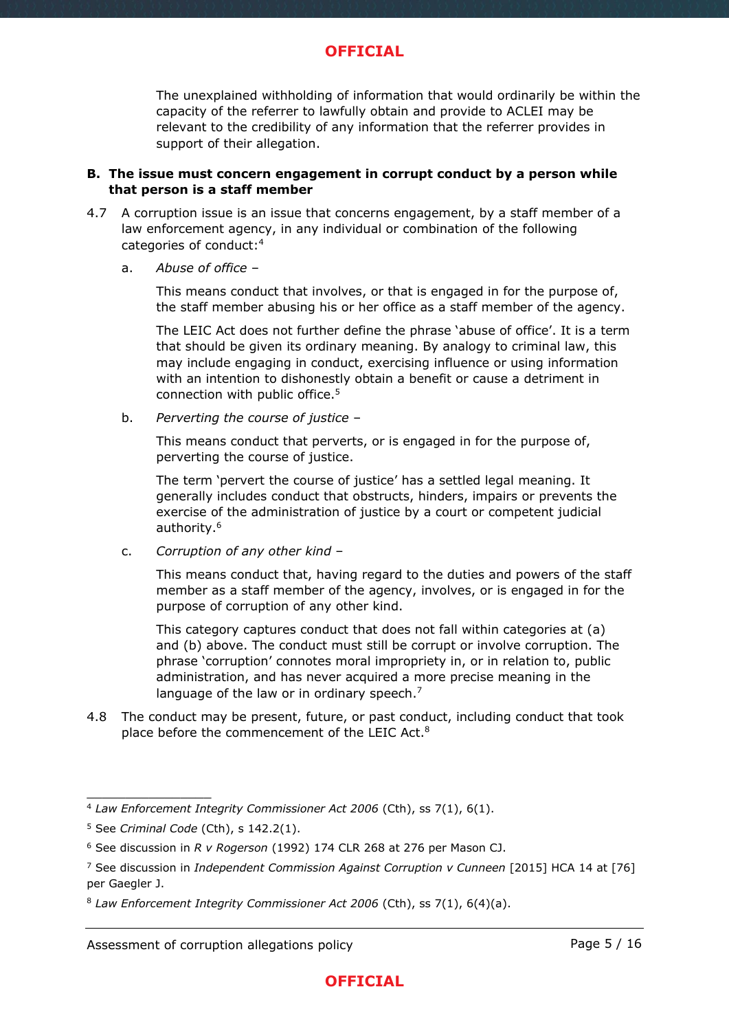The unexplained withholding of information that would ordinarily be within the capacity of the referrer to lawfully obtain and provide to ACLEI may be relevant to the credibility of any information that the referrer provides in support of their allegation.

**B. The issue must concern engagement in corrupt conduct by a person while that person is a staff member**

4.7 A corruption issue is an issue that concerns engagement, by a staff member of a law enforcement agency, in any individual or combination of the following categories of conduct:[4]

a. *Abuse of office* –

This means conduct that involves, or that is engaged in for the purpose of, the staff member abusing his or her office as a staff member of the agency.

The LEIC Act does not further define the phrase 'abuse of office'. It is a term that should be given its ordinary meaning. By analogy to criminal law, this may include engaging in conduct, exercising influence or using information with an intention to dishonestly obtain a benefit or cause a detriment in connection with public office.[5]

b. *Perverting the course of justice* –

This means conduct that perverts, or is engaged in for the purpose of, perverting the course of justice.

The term 'pervert the course of justice' has a settled legal meaning. It generally includes conduct that obstructs, hinders, impairs or prevents the exercise of the administration of justice by a court or competent judicial authority.[6]

c. *Corruption of any other kind* –

This means conduct that, having regard to the duties and powers of the staff member as a staff member of the agency, involves, or is engaged in for the purpose of corruption of any other kind.

This category captures conduct that does not fall within categories at (a) and (b) above. The conduct must still be corrupt or involve corruption. The phrase 'corruption' connotes moral impropriety in, or in relation to, public administration, and has never acquired a more precise meaning in the language of the law or in ordinary speech.[7]

4.8 The conduct may be present, future, or past conduct, including conduct that took place before the commencement of the LEIC Act.[8]

---

[4] *Law Enforcement Integrity Commissioner Act 2006* (Cth), ss 7(1), 6(1).

[5] See *Criminal Code* (Cth), s 142.2(1).

[6] See discussion in *R v Rogerson* (1992) 174 CLR 268 at 276 per Mason CJ.

[7] See discussion in *Independent Commission Against Corruption v Cunneen* [2015] HCA 14 at [76] per Gaegler J.

[8] *Law Enforcement Integrity Commissioner Act 2006* (Cth), ss 7(1), 6(4)(a).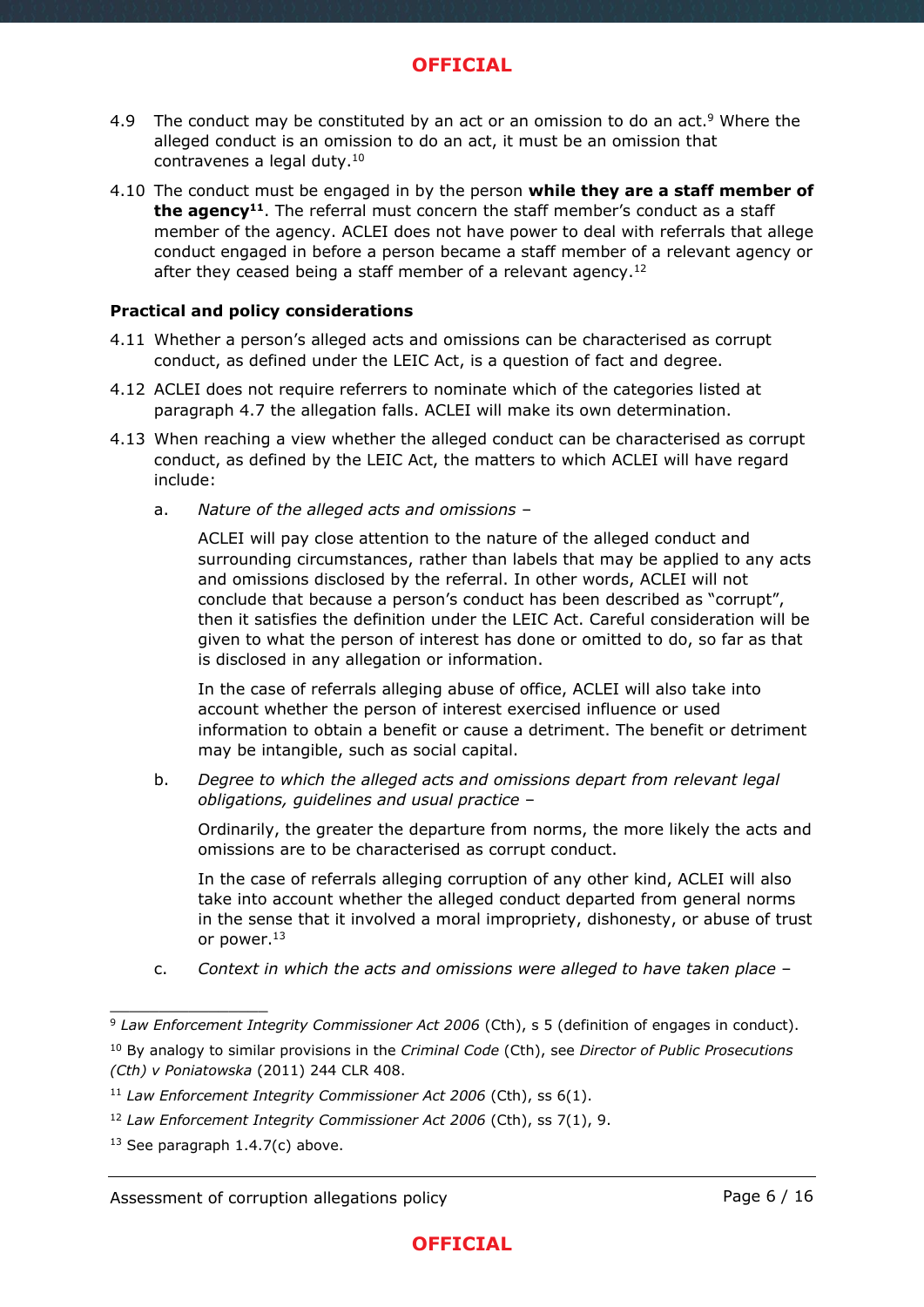4.9 The conduct may be constituted by an act or an omission to do an act.[9] Where the alleged conduct is an omission to do an act, it must be an omission that contravenes a legal duty.[10]

4.10 The conduct must be engaged in by the person **while they are a staff member of the agency**[11]. The referral must concern the staff member's conduct as a staff member of the agency. ACLEI does not have power to deal with referrals that allege conduct engaged in before a person became a staff member of a relevant agency or after they ceased being a staff member of a relevant agency.[12]

**Practical and policy considerations**

4.11 Whether a person's alleged acts and omissions can be characterised as corrupt conduct, as defined under the LEIC Act, is a question of fact and degree.

4.12 ACLEI does not require referrers to nominate which of the categories listed at paragraph 4.7 the allegation falls. ACLEI will make its own determination.

4.13 When reaching a view whether the alleged conduct can be characterised as corrupt conduct, as defined by the LEIC Act, the matters to which ACLEI will have regard include:

a. *Nature of the alleged acts and omissions –*

   ACLEI will pay close attention to the nature of the alleged conduct and surrounding circumstances, rather than labels that may be applied to any acts and omissions disclosed by the referral. In other words, ACLEI will not conclude that because a person's conduct has been described as "corrupt", then it satisfies the definition under the LEIC Act. Careful consideration will be given to what the person of interest has done or omitted to do, so far as that is disclosed in any allegation or information.

   In the case of referrals alleging abuse of office, ACLEI will also take into account whether the person of interest exercised influence or used information to obtain a benefit or cause a detriment. The benefit or detriment may be intangible, such as social capital.

b. *Degree to which the alleged acts and omissions depart from relevant legal obligations, guidelines and usual practice –*

   Ordinarily, the greater the departure from norms, the more likely the acts and omissions are to be characterised as corrupt conduct.

   In the case of referrals alleging corruption of any other kind, ACLEI will also take into account whether the alleged conduct departed from general norms in the sense that it involved a moral impropriety, dishonesty, or abuse of trust or power.[13]

c. *Context in which the acts and omissions were alleged to have taken place –*

---

[9] *Law Enforcement Integrity Commissioner Act 2006* (Cth), s 5 (definition of engages in conduct).

[10] By analogy to similar provisions in the *Criminal Code* (Cth), see *Director of Public Prosecutions (Cth) v Poniatowska* (2011) 244 CLR 408.

[11] *Law Enforcement Integrity Commissioner Act 2006* (Cth), ss 6(1).

[12] *Law Enforcement Integrity Commissioner Act 2006* (Cth), ss 7(1), 9.

[13] See paragraph 1.4.7(c) above.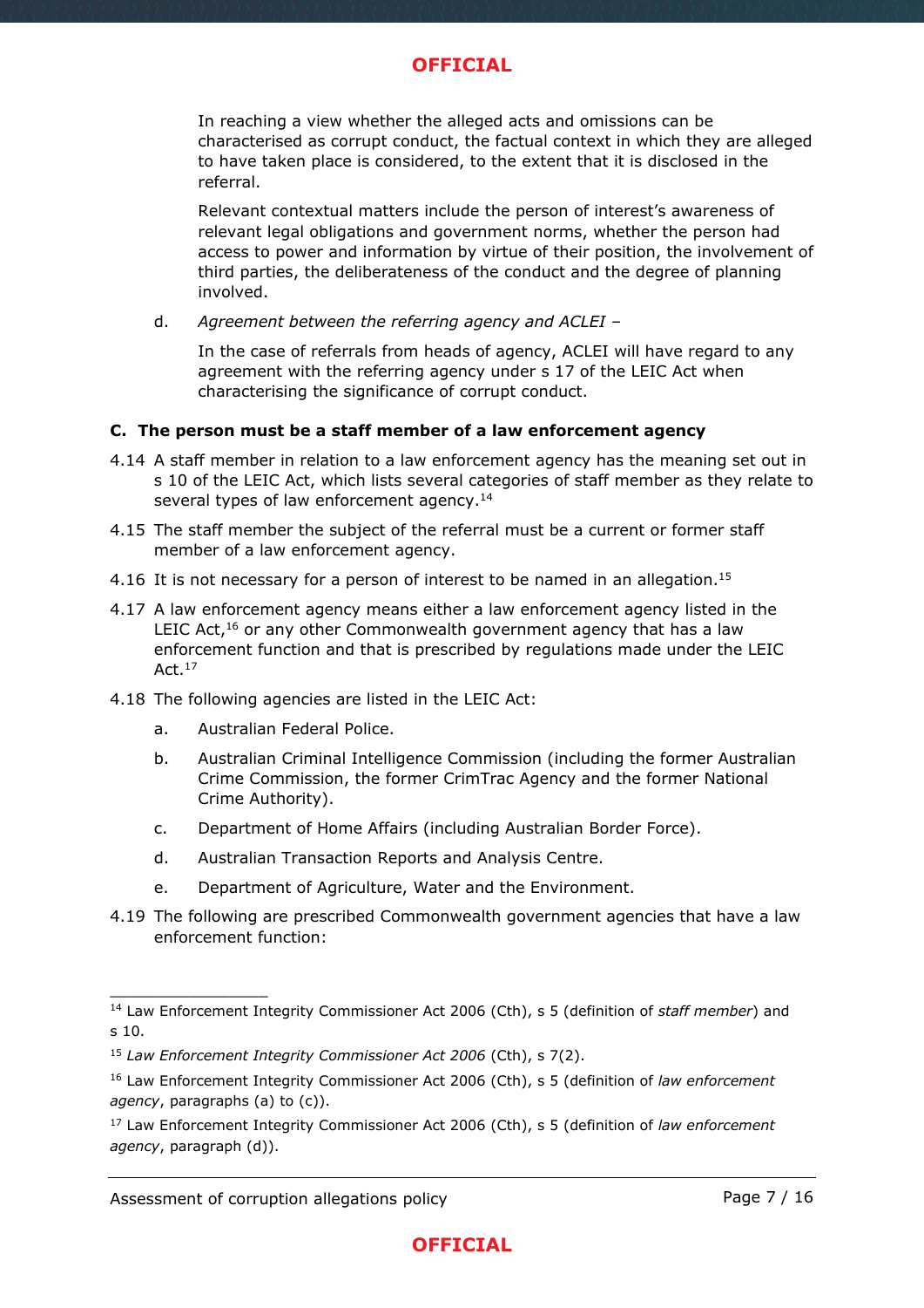In reaching a view whether the alleged acts and omissions can be characterised as corrupt conduct, the factual context in which they are alleged to have taken place is considered, to the extent that it is disclosed in the referral.

Relevant contextual matters include the person of interest's awareness of relevant legal obligations and government norms, whether the person had access to power and information by virtue of their position, the involvement of third parties, the deliberateness of the conduct and the degree of planning involved.

d. *Agreement between the referring agency and ACLEI* –

In the case of referrals from heads of agency, ACLEI will have regard to any agreement with the referring agency under s 17 of the LEIC Act when characterising the significance of corrupt conduct.

**C. The person must be a staff member of a law enforcement agency**

4.14 A staff member in relation to a law enforcement agency has the meaning set out in s 10 of the LEIC Act, which lists several categories of staff member as they relate to several types of law enforcement agency.[14]

4.15 The staff member the subject of the referral must be a current or former staff member of a law enforcement agency.

4.16 It is not necessary for a person of interest to be named in an allegation.[15]

4.17 A law enforcement agency means either a law enforcement agency listed in the LEIC Act,[16] or any other Commonwealth government agency that has a law enforcement function and that is prescribed by regulations made under the LEIC Act.[17]

4.18 The following agencies are listed in the LEIC Act:

a. Australian Federal Police.

b. Australian Criminal Intelligence Commission (including the former Australian Crime Commission, the former CrimTrac Agency and the former National Crime Authority).

c. Department of Home Affairs (including Australian Border Force).

d. Australian Transaction Reports and Analysis Centre.

e. Department of Agriculture, Water and the Environment.

4.19 The following are prescribed Commonwealth government agencies that have a law enforcement function:

---

[14] Law Enforcement Integrity Commissioner Act 2006 (Cth), s 5 (definition of *staff member*) and s 10.

[15] *Law Enforcement Integrity Commissioner Act 2006* (Cth), s 7(2).

[16] Law Enforcement Integrity Commissioner Act 2006 (Cth), s 5 (definition of *law enforcement agency*, paragraphs (a) to (c)).

[17] Law Enforcement Integrity Commissioner Act 2006 (Cth), s 5 (definition of *law enforcement agency*, paragraph (d)).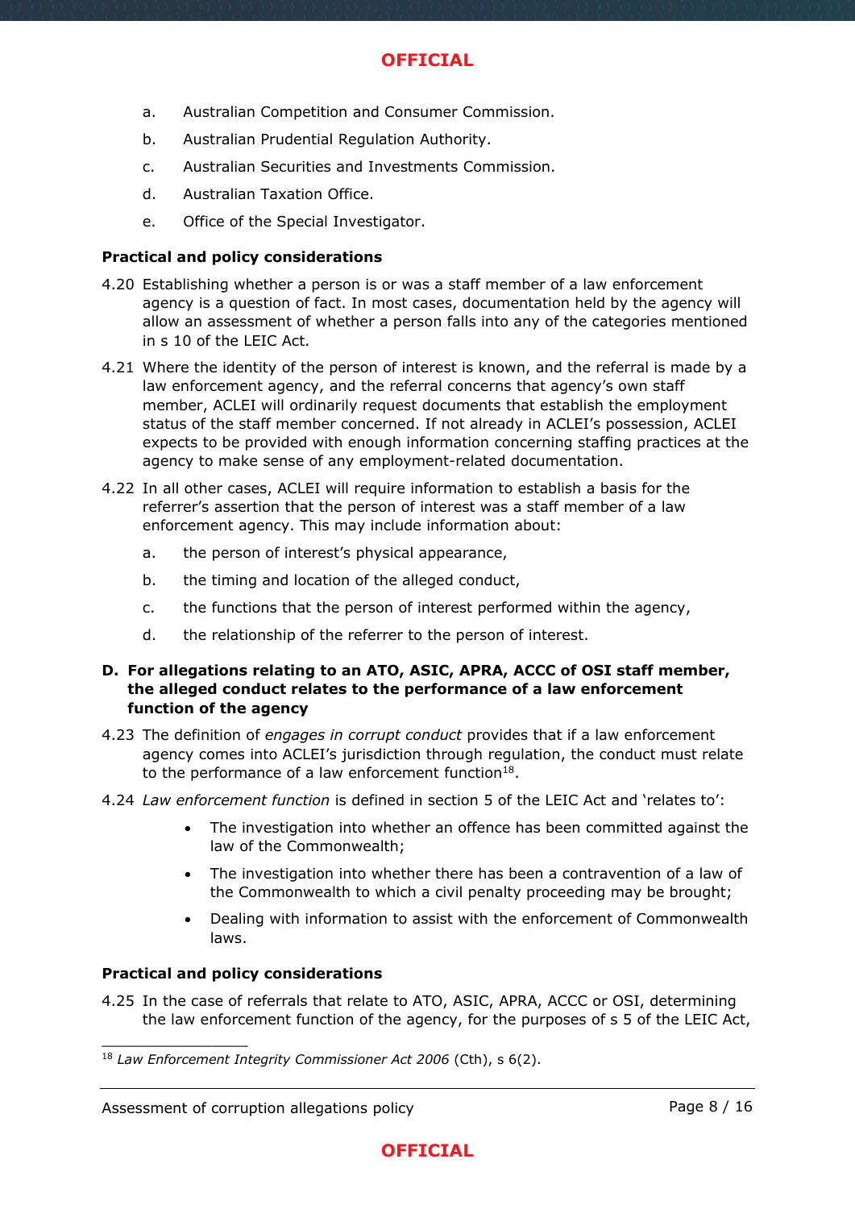a. Australian Competition and Consumer Commission.

b. Australian Prudential Regulation Authority.

c. Australian Securities and Investments Commission.

d. Australian Taxation Office.

e. Office of the Special Investigator.

**Practical and policy considerations**

4.20 Establishing whether a person is or was a staff member of a law enforcement agency is a question of fact. In most cases, documentation held by the agency will allow an assessment of whether a person falls into any of the categories mentioned in s 10 of the LEIC Act.

4.21 Where the identity of the person of interest is known, and the referral is made by a law enforcement agency, and the referral concerns that agency's own staff member, ACLEI will ordinarily request documents that establish the employment status of the staff member concerned. If not already in ACLEI's possession, ACLEI expects to be provided with enough information concerning staffing practices at the agency to make sense of any employment-related documentation.

4.22 In all other cases, ACLEI will require information to establish a basis for the referrer's assertion that the person of interest was a staff member of a law enforcement agency. This may include information about:

a. the person of interest's physical appearance,

b. the timing and location of the alleged conduct,

c. the functions that the person of interest performed within the agency,

d. the relationship of the referrer to the person of interest.

**D. For allegations relating to an ATO, ASIC, APRA, ACCC of OSI staff member, the alleged conduct relates to the performance of a law enforcement function of the agency**

4.23 The definition of *engages in corrupt conduct* provides that if a law enforcement agency comes into ACLEI's jurisdiction through regulation, the conduct must relate to the performance of a law enforcement function[18].

4.24 *Law enforcement function* is defined in section 5 of the LEIC Act and 'relates to':

- The investigation into whether an offence has been committed against the law of the Commonwealth;
- The investigation into whether there has been a contravention of a law of the Commonwealth to which a civil penalty proceeding may be brought;
- Dealing with information to assist with the enforcement of Commonwealth laws.

**Practical and policy considerations**

4.25 In the case of referrals that relate to ATO, ASIC, APRA, ACCC or OSI, determining the law enforcement function of the agency, for the purposes of s 5 of the LEIC Act,

---

[18] *Law Enforcement Integrity Commissioner Act 2006* (Cth), s 6(2).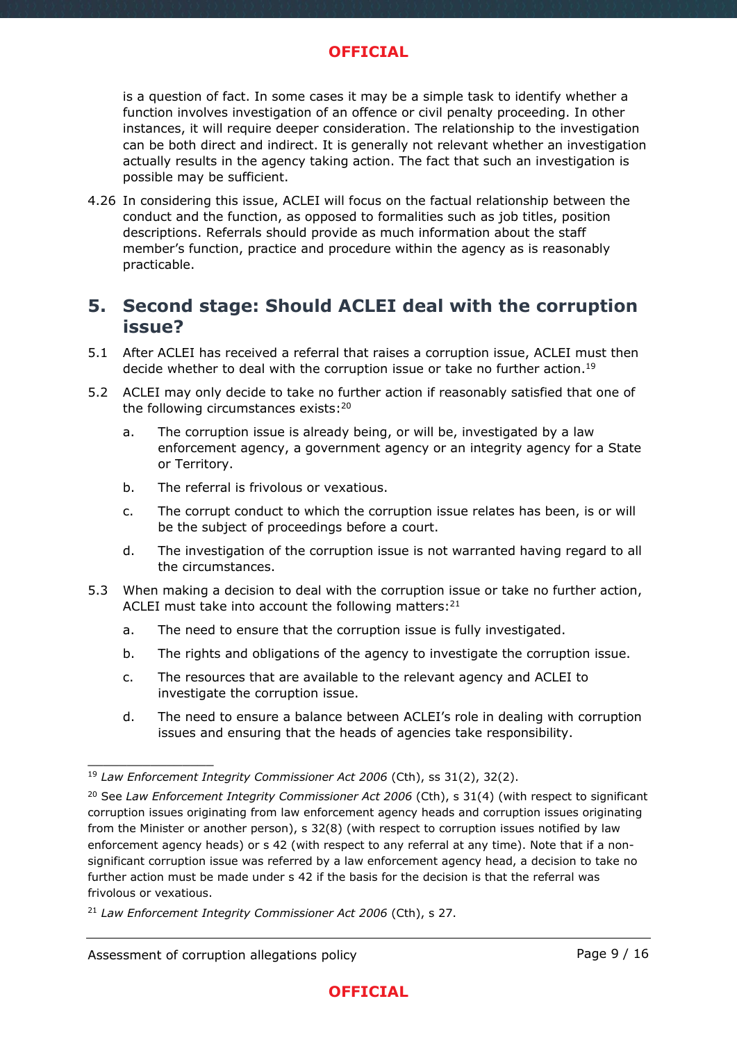is a question of fact. In some cases it may be a simple task to identify whether a function involves investigation of an offence or civil penalty proceeding. In other instances, it will require deeper consideration. The relationship to the investigation can be both direct and indirect. It is generally not relevant whether an investigation actually results in the agency taking action. The fact that such an investigation is possible may be sufficient.

4.26 In considering this issue, ACLEI will focus on the factual relationship between the conduct and the function, as opposed to formalities such as job titles, position descriptions. Referrals should provide as much information about the staff member's function, practice and procedure within the agency as is reasonably practicable.

## 5. Second stage: Should ACLEI deal with the corruption issue?

5.1 After ACLEI has received a referral that raises a corruption issue, ACLEI must then decide whether to deal with the corruption issue or take no further action.[19]

5.2 ACLEI may only decide to take no further action if reasonably satisfied that one of the following circumstances exists:[20]

a. The corruption issue is already being, or will be, investigated by a law enforcement agency, a government agency or an integrity agency for a State or Territory.

b. The referral is frivolous or vexatious.

c. The corrupt conduct to which the corruption issue relates has been, is or will be the subject of proceedings before a court.

d. The investigation of the corruption issue is not warranted having regard to all the circumstances.

5.3 When making a decision to deal with the corruption issue or take no further action, ACLEI must take into account the following matters:[21]

a. The need to ensure that the corruption issue is fully investigated.

b. The rights and obligations of the agency to investigate the corruption issue.

c. The resources that are available to the relevant agency and ACLEI to investigate the corruption issue.

d. The need to ensure a balance between ACLEI's role in dealing with corruption issues and ensuring that the heads of agencies take responsibility.

---

[19] *Law Enforcement Integrity Commissioner Act 2006* (Cth), ss 31(2), 32(2).

[20] See *Law Enforcement Integrity Commissioner Act 2006* (Cth), s 31(4) (with respect to significant corruption issues originating from law enforcement agency heads and corruption issues originating from the Minister or another person), s 32(8) (with respect to corruption issues notified by law enforcement agency heads) or s 42 (with respect to any referral at any time). Note that if a non-significant corruption issue was referred by a law enforcement agency head, a decision to take no further action must be made under s 42 if the basis for the decision is that the referral was frivolous or vexatious.

[21] *Law Enforcement Integrity Commissioner Act 2006* (Cth), s 27.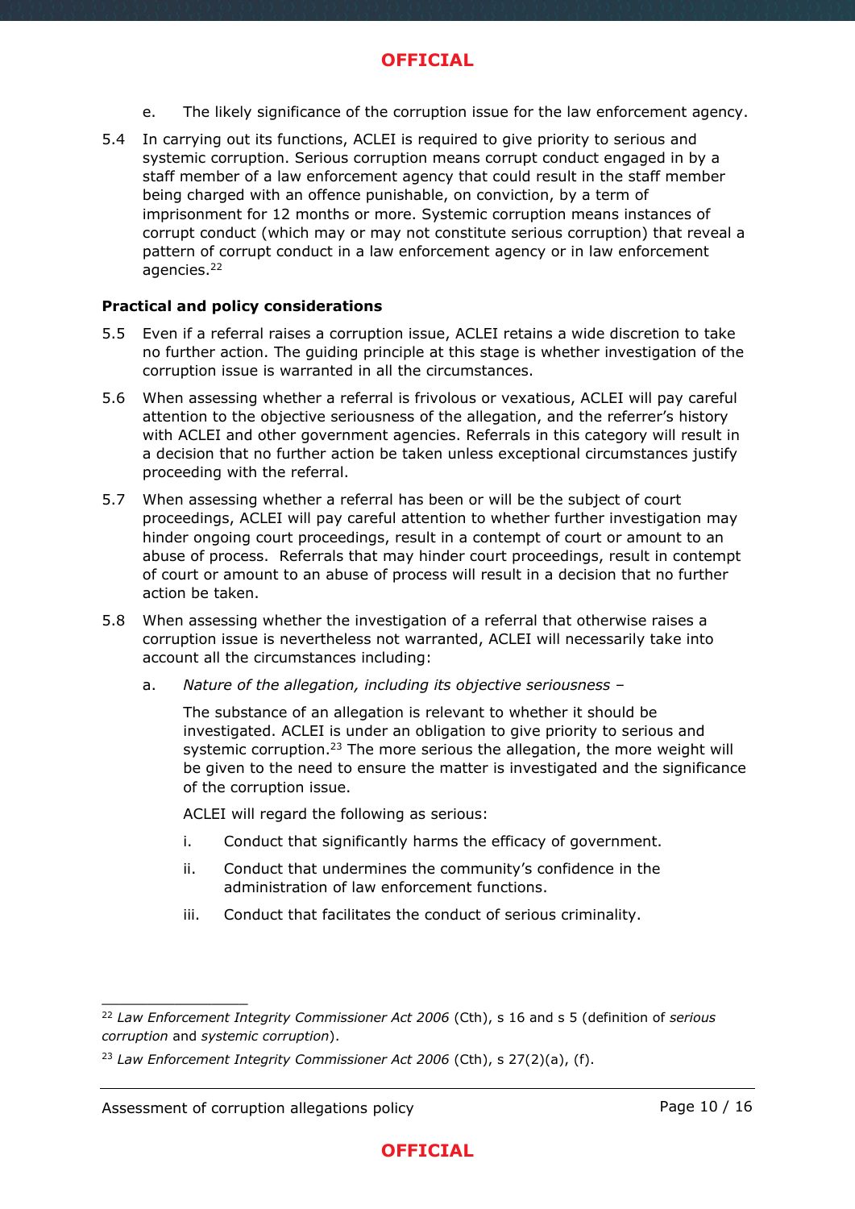e. The likely significance of the corruption issue for the law enforcement agency.

5.4 In carrying out its functions, ACLEI is required to give priority to serious and systemic corruption. Serious corruption means corrupt conduct engaged in by a staff member of a law enforcement agency that could result in the staff member being charged with an offence punishable, on conviction, by a term of imprisonment for 12 months or more. Systemic corruption means instances of corrupt conduct (which may or may not constitute serious corruption) that reveal a pattern of corrupt conduct in a law enforcement agency or in law enforcement agencies.[22]

**Practical and policy considerations**

5.5 Even if a referral raises a corruption issue, ACLEI retains a wide discretion to take no further action. The guiding principle at this stage is whether investigation of the corruption issue is warranted in all the circumstances.

5.6 When assessing whether a referral is frivolous or vexatious, ACLEI will pay careful attention to the objective seriousness of the allegation, and the referrer's history with ACLEI and other government agencies. Referrals in this category will result in a decision that no further action be taken unless exceptional circumstances justify proceeding with the referral.

5.7 When assessing whether a referral has been or will be the subject of court proceedings, ACLEI will pay careful attention to whether further investigation may hinder ongoing court proceedings, result in a contempt of court or amount to an abuse of process. Referrals that may hinder court proceedings, result in contempt of court or amount to an abuse of process will result in a decision that no further action be taken.

5.8 When assessing whether the investigation of a referral that otherwise raises a corruption issue is nevertheless not warranted, ACLEI will necessarily take into account all the circumstances including:

a. *Nature of the allegation, including its objective seriousness* –

The substance of an allegation is relevant to whether it should be investigated. ACLEI is under an obligation to give priority to serious and systemic corruption.[23] The more serious the allegation, the more weight will be given to the need to ensure the matter is investigated and the significance of the corruption issue.

ACLEI will regard the following as serious:

i. Conduct that significantly harms the efficacy of government.

ii. Conduct that undermines the community's confidence in the administration of law enforcement functions.

iii. Conduct that facilitates the conduct of serious criminality.

---

[22] *Law Enforcement Integrity Commissioner Act 2006* (Cth), s 16 and s 5 (definition of *serious corruption* and *systemic corruption*).

[23] *Law Enforcement Integrity Commissioner Act 2006* (Cth), s 27(2)(a), (f).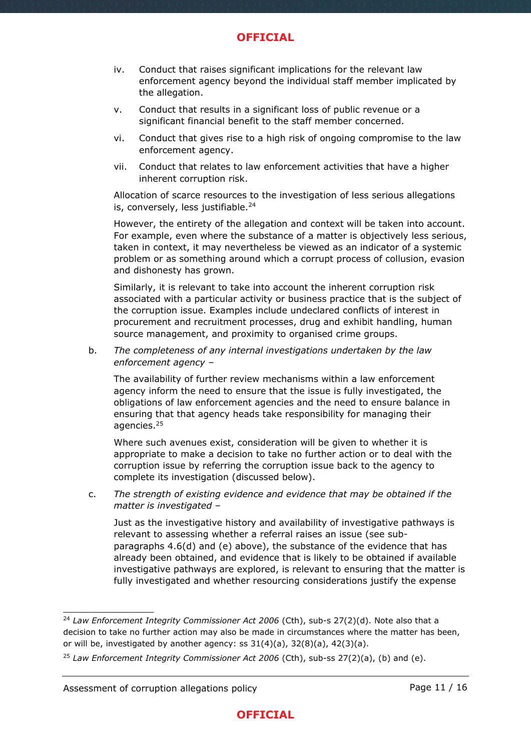iv. Conduct that raises significant implications for the relevant law enforcement agency beyond the individual staff member implicated by the allegation.

v. Conduct that results in a significant loss of public revenue or a significant financial benefit to the staff member concerned.

vi. Conduct that gives rise to a high risk of ongoing compromise to the law enforcement agency.

vii. Conduct that relates to law enforcement activities that have a higher inherent corruption risk.

Allocation of scarce resources to the investigation of less serious allegations is, conversely, less justifiable.[24]

However, the entirety of the allegation and context will be taken into account. For example, even where the substance of a matter is objectively less serious, taken in context, it may nevertheless be viewed as an indicator of a systemic problem or as something around which a corrupt process of collusion, evasion and dishonesty has grown.

Similarly, it is relevant to take into account the inherent corruption risk associated with a particular activity or business practice that is the subject of the corruption issue. Examples include undeclared conflicts of interest in procurement and recruitment processes, drug and exhibit handling, human source management, and proximity to organised crime groups.

b. *The completeness of any internal investigations undertaken by the law enforcement agency* –

The availability of further review mechanisms within a law enforcement agency inform the need to ensure that the issue is fully investigated, the obligations of law enforcement agencies and the need to ensure balance in ensuring that that agency heads take responsibility for managing their agencies.[25]

Where such avenues exist, consideration will be given to whether it is appropriate to make a decision to take no further action or to deal with the corruption issue by referring the corruption issue back to the agency to complete its investigation (discussed below).

c. *The strength of existing evidence and evidence that may be obtained if the matter is investigated* –

Just as the investigative history and availability of investigative pathways is relevant to assessing whether a referral raises an issue (see sub-paragraphs 4.6(d) and (e) above), the substance of the evidence that has already been obtained, and evidence that is likely to be obtained if available investigative pathways are explored, is relevant to ensuring that the matter is fully investigated and whether resourcing considerations justify the expense

---

[24] *Law Enforcement Integrity Commissioner Act 2006* (Cth), sub-s 27(2)(d). Note also that a decision to take no further action may also be made in circumstances where the matter has been, or will be, investigated by another agency: ss 31(4)(a), 32(8)(a), 42(3)(a).

[25] *Law Enforcement Integrity Commissioner Act 2006* (Cth), sub-ss 27(2)(a), (b) and (e).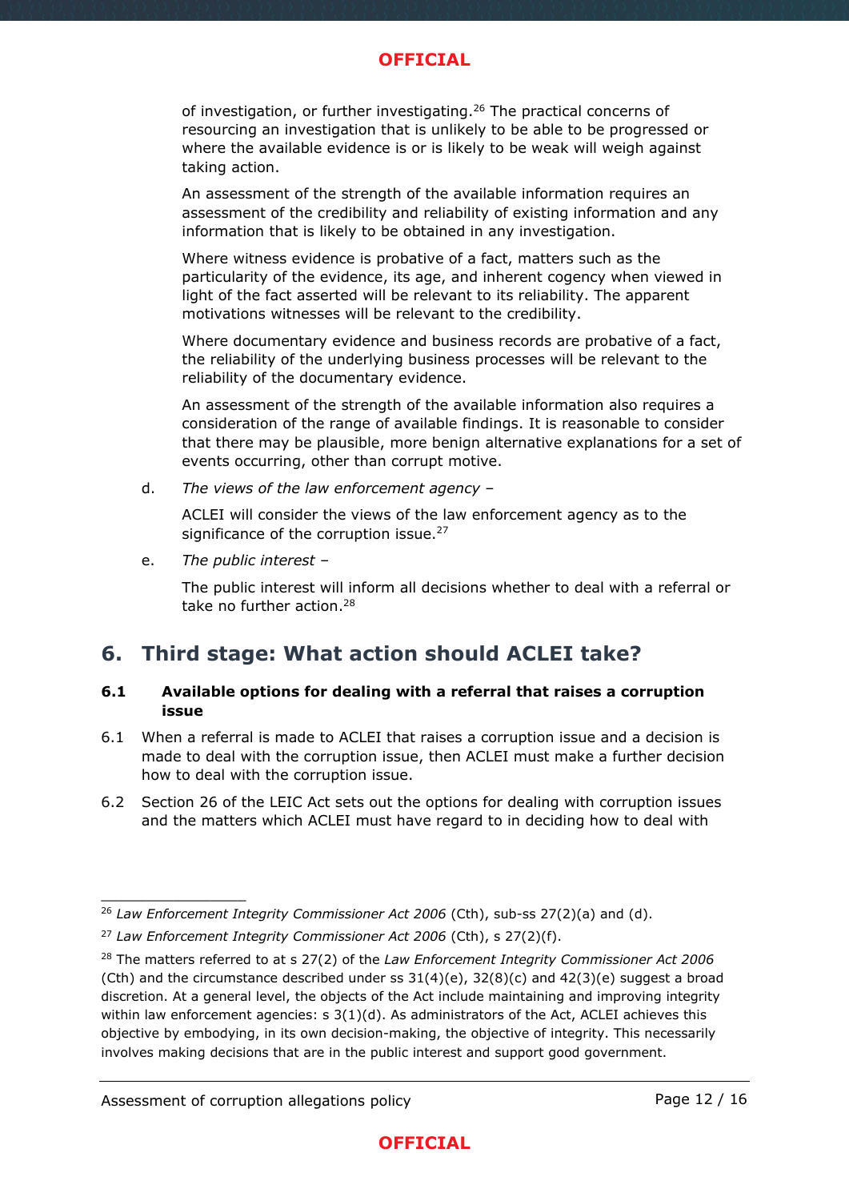of investigation, or further investigating.[26] The practical concerns of resourcing an investigation that is unlikely to be able to be progressed or where the available evidence is or is likely to be weak will weigh against taking action.

An assessment of the strength of the available information requires an assessment of the credibility and reliability of existing information and any information that is likely to be obtained in any investigation.

Where witness evidence is probative of a fact, matters such as the particularity of the evidence, its age, and inherent cogency when viewed in light of the fact asserted will be relevant to its reliability. The apparent motivations witnesses will be relevant to the credibility.

Where documentary evidence and business records are probative of a fact, the reliability of the underlying business processes will be relevant to the reliability of the documentary evidence.

An assessment of the strength of the available information also requires a consideration of the range of available findings. It is reasonable to consider that there may be plausible, more benign alternative explanations for a set of events occurring, other than corrupt motive.

d. *The views of the law enforcement agency* –

   ACLEI will consider the views of the law enforcement agency as to the significance of the corruption issue.[27]

e. *The public interest* –

   The public interest will inform all decisions whether to deal with a referral or take no further action.[28]

## 6. Third stage: What action should ACLEI take?

### 6.1 Available options for dealing with a referral that raises a corruption issue

6.1 When a referral is made to ACLEI that raises a corruption issue and a decision is made to deal with the corruption issue, then ACLEI must make a further decision how to deal with the corruption issue.

6.2 Section 26 of the LEIC Act sets out the options for dealing with corruption issues and the matters which ACLEI must have regard to in deciding how to deal with

---

[26] *Law Enforcement Integrity Commissioner Act 2006* (Cth), sub-ss 27(2)(a) and (d).

[27] *Law Enforcement Integrity Commissioner Act 2006* (Cth), s 27(2)(f).

[28] The matters referred to at s 27(2) of the *Law Enforcement Integrity Commissioner Act 2006* (Cth) and the circumstance described under ss 31(4)(e), 32(8)(c) and 42(3)(e) suggest a broad discretion. At a general level, the objects of the Act include maintaining and improving integrity within law enforcement agencies: s 3(1)(d). As administrators of the Act, ACLEI achieves this objective by embodying, in its own decision-making, the objective of integrity. This necessarily involves making decisions that are in the public interest and support good government.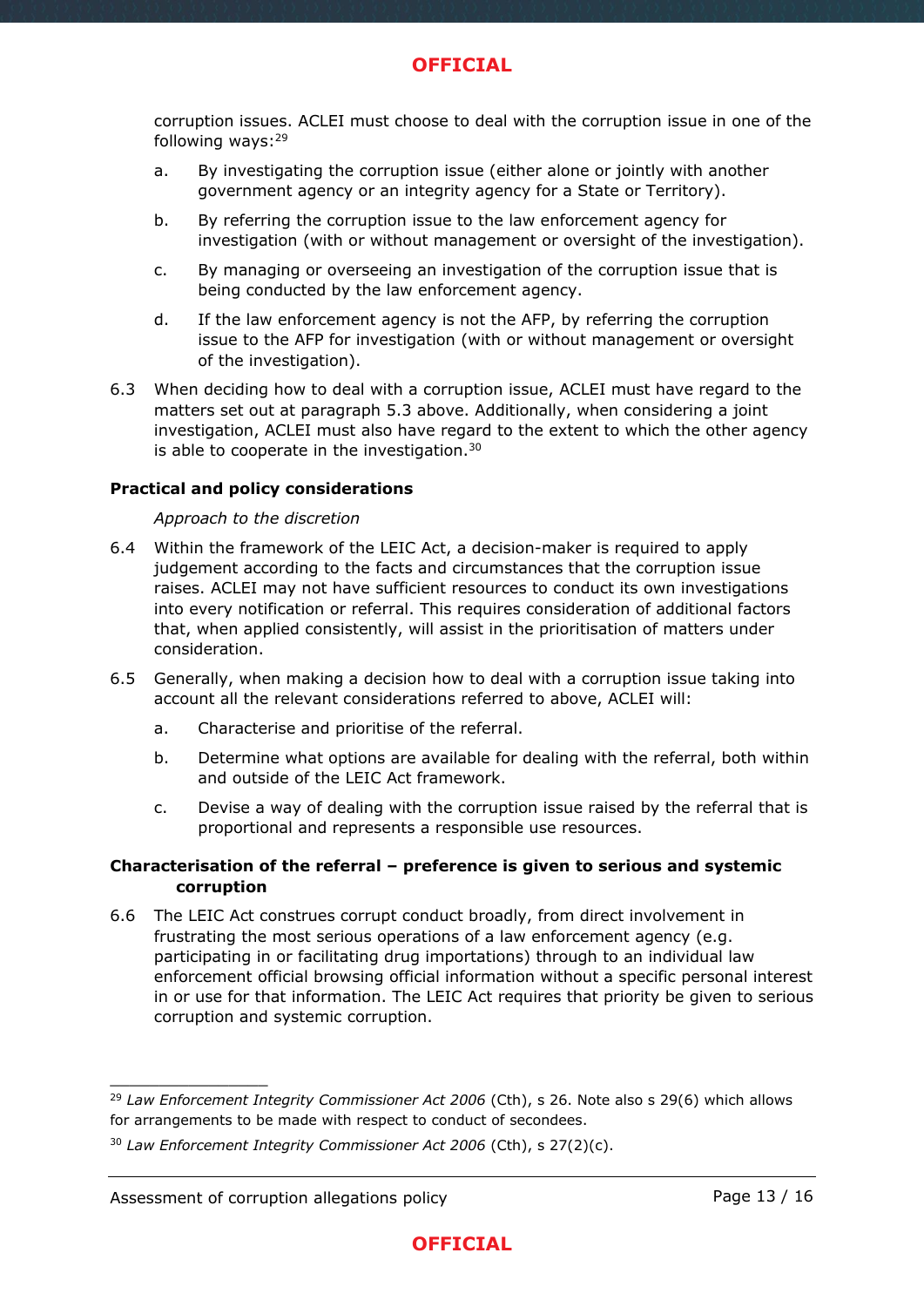corruption issues. ACLEI must choose to deal with the corruption issue in one of the following ways:[29]

a. By investigating the corruption issue (either alone or jointly with another government agency or an integrity agency for a State or Territory).

b. By referring the corruption issue to the law enforcement agency for investigation (with or without management or oversight of the investigation).

c. By managing or overseeing an investigation of the corruption issue that is being conducted by the law enforcement agency.

d. If the law enforcement agency is not the AFP, by referring the corruption issue to the AFP for investigation (with or without management or oversight of the investigation).

6.3 When deciding how to deal with a corruption issue, ACLEI must have regard to the matters set out at paragraph 5.3 above. Additionally, when considering a joint investigation, ACLEI must also have regard to the extent to which the other agency is able to cooperate in the investigation.[30]

**Practical and policy considerations**

*Approach to the discretion*

6.4 Within the framework of the LEIC Act, a decision-maker is required to apply judgement according to the facts and circumstances that the corruption issue raises. ACLEI may not have sufficient resources to conduct its own investigations into every notification or referral. This requires consideration of additional factors that, when applied consistently, will assist in the prioritisation of matters under consideration.

6.5 Generally, when making a decision how to deal with a corruption issue taking into account all the relevant considerations referred to above, ACLEI will:

a. Characterise and prioritise of the referral.

b. Determine what options are available for dealing with the referral, both within and outside of the LEIC Act framework.

c. Devise a way of dealing with the corruption issue raised by the referral that is proportional and represents a responsible use resources.

**Characterisation of the referral – preference is given to serious and systemic corruption**

6.6 The LEIC Act construes corrupt conduct broadly, from direct involvement in frustrating the most serious operations of a law enforcement agency (e.g. participating in or facilitating drug importations) through to an individual law enforcement official browsing official information without a specific personal interest in or use for that information. The LEIC Act requires that priority be given to serious corruption and systemic corruption.

---

[29] *Law Enforcement Integrity Commissioner Act 2006* (Cth), s 26. Note also s 29(6) which allows for arrangements to be made with respect to conduct of secondees.

[30] *Law Enforcement Integrity Commissioner Act 2006* (Cth), s 27(2)(c).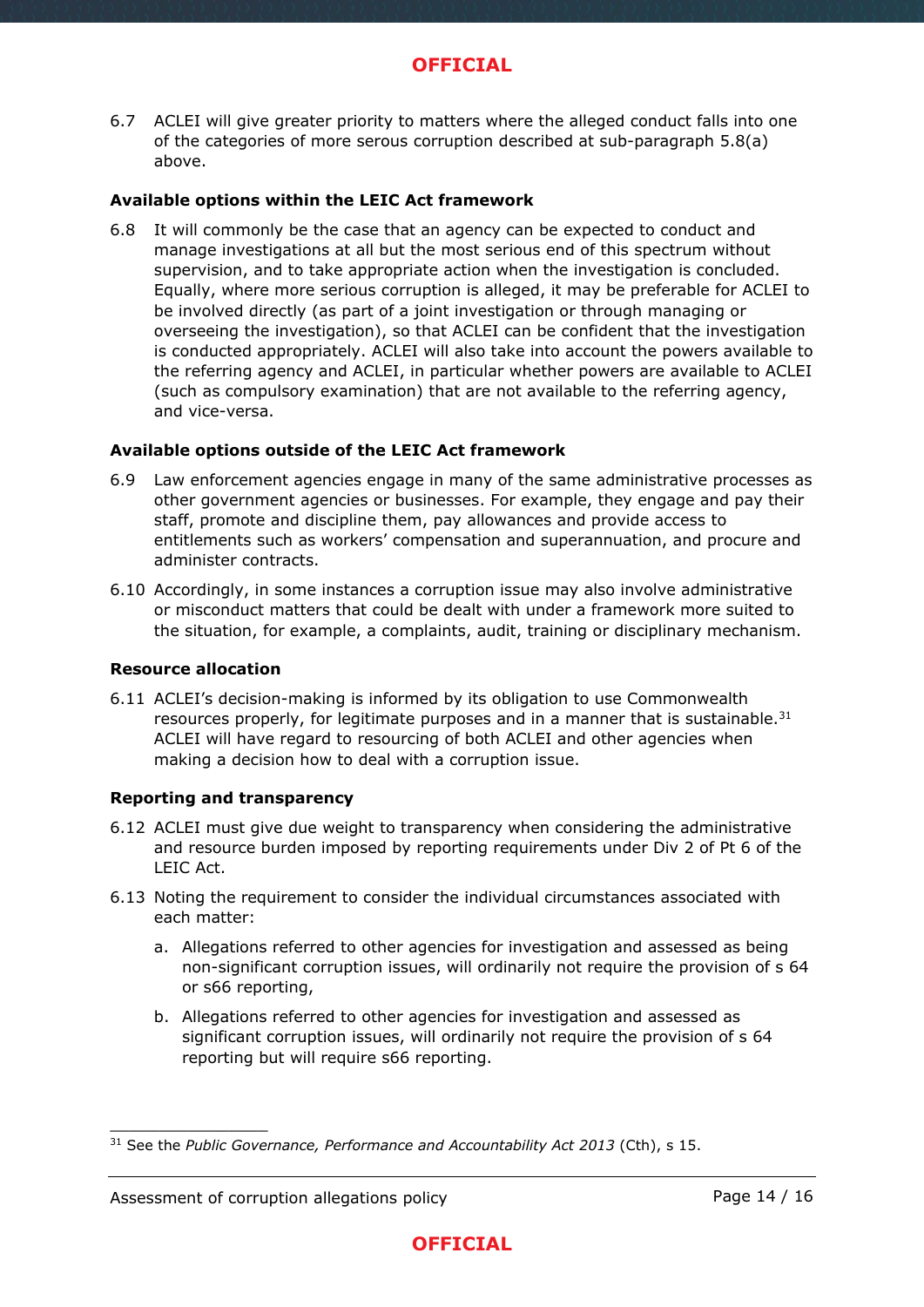6.7 ACLEI will give greater priority to matters where the alleged conduct falls into one of the categories of more serous corruption described at sub-paragraph 5.8(a) above.

**Available options within the LEIC Act framework**

6.8 It will commonly be the case that an agency can be expected to conduct and manage investigations at all but the most serious end of this spectrum without supervision, and to take appropriate action when the investigation is concluded. Equally, where more serious corruption is alleged, it may be preferable for ACLEI to be involved directly (as part of a joint investigation or through managing or overseeing the investigation), so that ACLEI can be confident that the investigation is conducted appropriately. ACLEI will also take into account the powers available to the referring agency and ACLEI, in particular whether powers are available to ACLEI (such as compulsory examination) that are not available to the referring agency, and vice-versa.

**Available options outside of the LEIC Act framework**

6.9 Law enforcement agencies engage in many of the same administrative processes as other government agencies or businesses. For example, they engage and pay their staff, promote and discipline them, pay allowances and provide access to entitlements such as workers' compensation and superannuation, and procure and administer contracts.

6.10 Accordingly, in some instances a corruption issue may also involve administrative or misconduct matters that could be dealt with under a framework more suited to the situation, for example, a complaints, audit, training or disciplinary mechanism.

**Resource allocation**

6.11 ACLEI's decision-making is informed by its obligation to use Commonwealth resources properly, for legitimate purposes and in a manner that is sustainable.[31] ACLEI will have regard to resourcing of both ACLEI and other agencies when making a decision how to deal with a corruption issue.

**Reporting and transparency**

6.12 ACLEI must give due weight to transparency when considering the administrative and resource burden imposed by reporting requirements under Div 2 of Pt 6 of the LEIC Act.

6.13 Noting the requirement to consider the individual circumstances associated with each matter:

a. Allegations referred to other agencies for investigation and assessed as being non-significant corruption issues, will ordinarily not require the provision of s 64 or s66 reporting,

b. Allegations referred to other agencies for investigation and assessed as significant corruption issues, will ordinarily not require the provision of s 64 reporting but will require s66 reporting.

---

[31] See the *Public Governance, Performance and Accountability Act 2013* (Cth), s 15.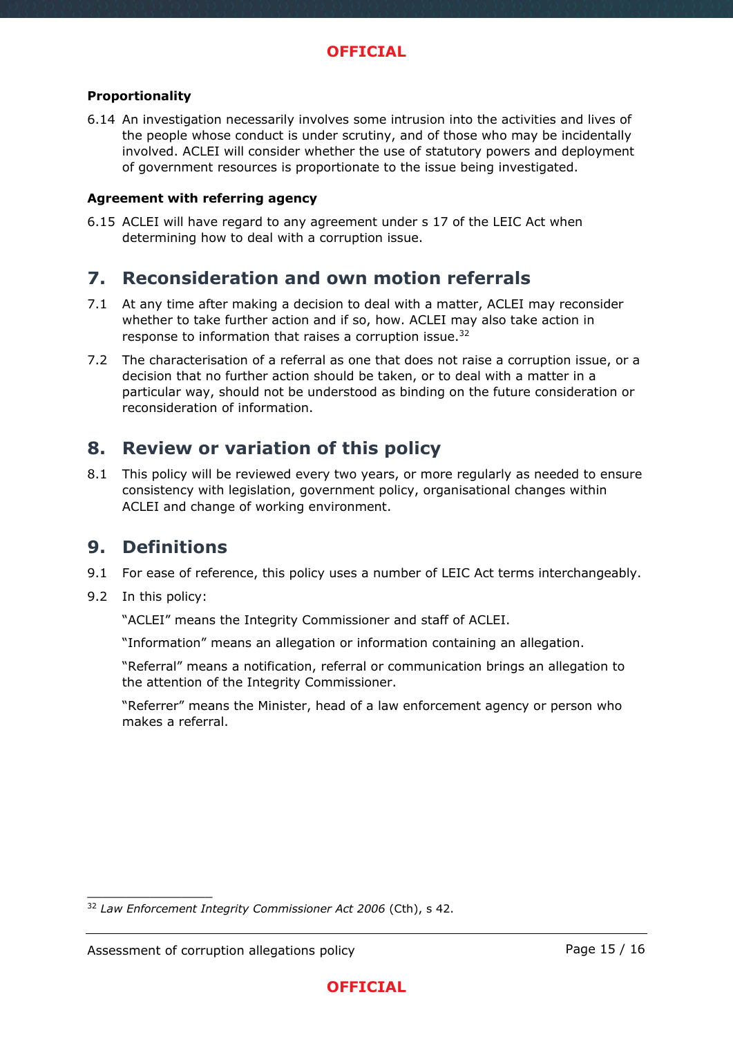**Proportionality**

6.14 An investigation necessarily involves some intrusion into the activities and lives of the people whose conduct is under scrutiny, and of those who may be incidentally involved. ACLEI will consider whether the use of statutory powers and deployment of government resources is proportionate to the issue being investigated.

**Agreement with referring agency**

6.15 ACLEI will have regard to any agreement under s 17 of the LEIC Act when determining how to deal with a corruption issue.

## 7. Reconsideration and own motion referrals

7.1 At any time after making a decision to deal with a matter, ACLEI may reconsider whether to take further action and if so, how. ACLEI may also take action in response to information that raises a corruption issue.[32]

7.2 The characterisation of a referral as one that does not raise a corruption issue, or a decision that no further action should be taken, or to deal with a matter in a particular way, should not be understood as binding on the future consideration or reconsideration of information.

## 8. Review or variation of this policy

8.1 This policy will be reviewed every two years, or more regularly as needed to ensure consistency with legislation, government policy, organisational changes within ACLEI and change of working environment.

## 9. Definitions

9.1 For ease of reference, this policy uses a number of LEIC Act terms interchangeably.

9.2 In this policy:

"ACLEI" means the Integrity Commissioner and staff of ACLEI.

"Information" means an allegation or information containing an allegation.

"Referral" means a notification, referral or communication brings an allegation to the attention of the Integrity Commissioner.

"Referrer" means the Minister, head of a law enforcement agency or person who makes a referral.

---

[32] *Law Enforcement Integrity Commissioner Act 2006* (Cth), s 42.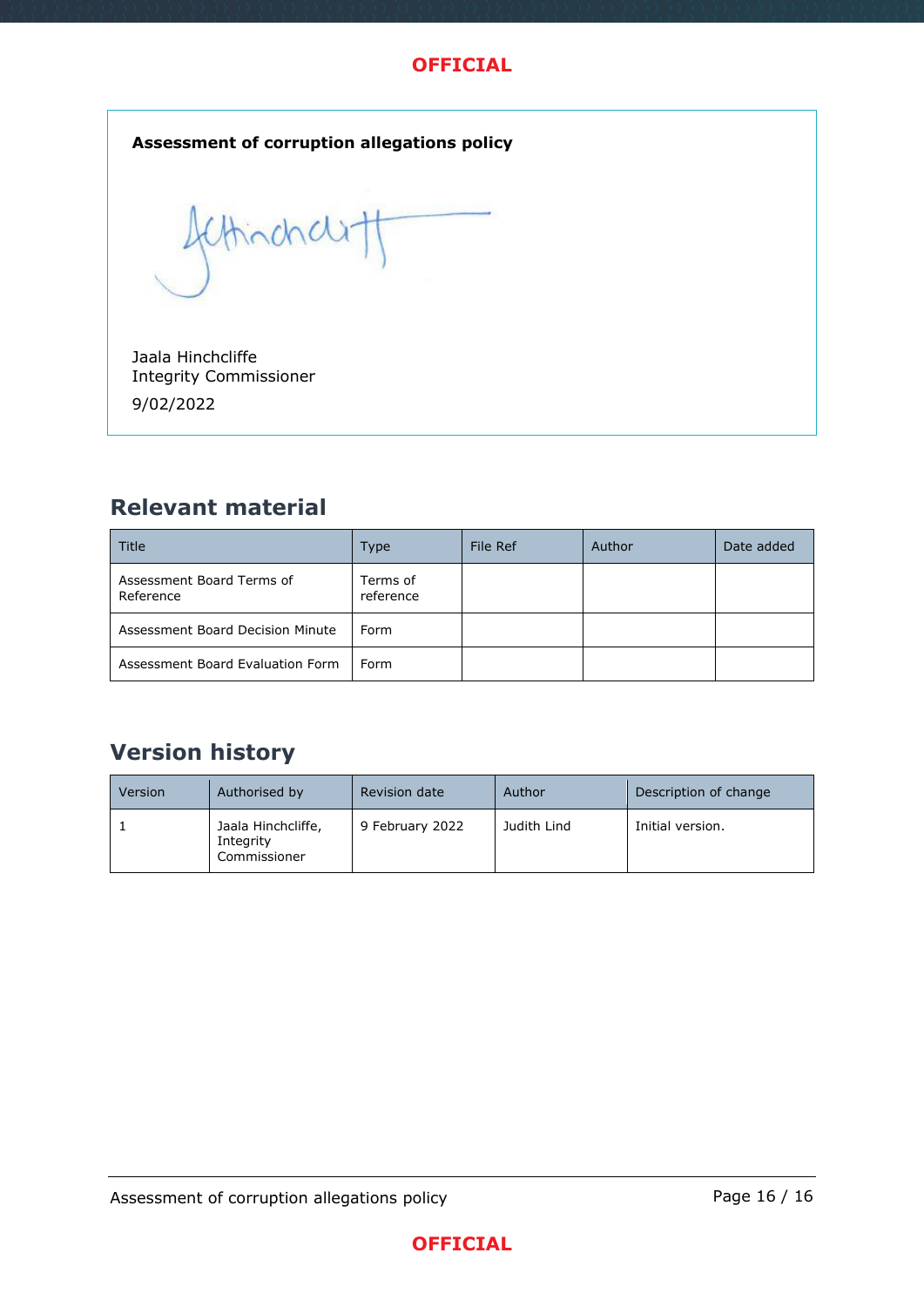**Assessment of corruption allegations policy**

Jaala Hinchcliffe
Integrity Commissioner
9/02/2022

## Relevant material

| Title | Type | File Ref | Author | Date added |
|---|---|---|---|---|
| Assessment Board Terms of Reference | Terms of reference | | | |
| Assessment Board Decision Minute | Form | | | |
| Assessment Board Evaluation Form | Form | | | |

## Version history

| Version | Authorised by | Revision date | Author | Description of change |
|---|---|---|---|---|
| 1 | Jaala Hinchcliffe, Integrity Commissioner | 9 February 2022 | Judith Lind | Initial version. |